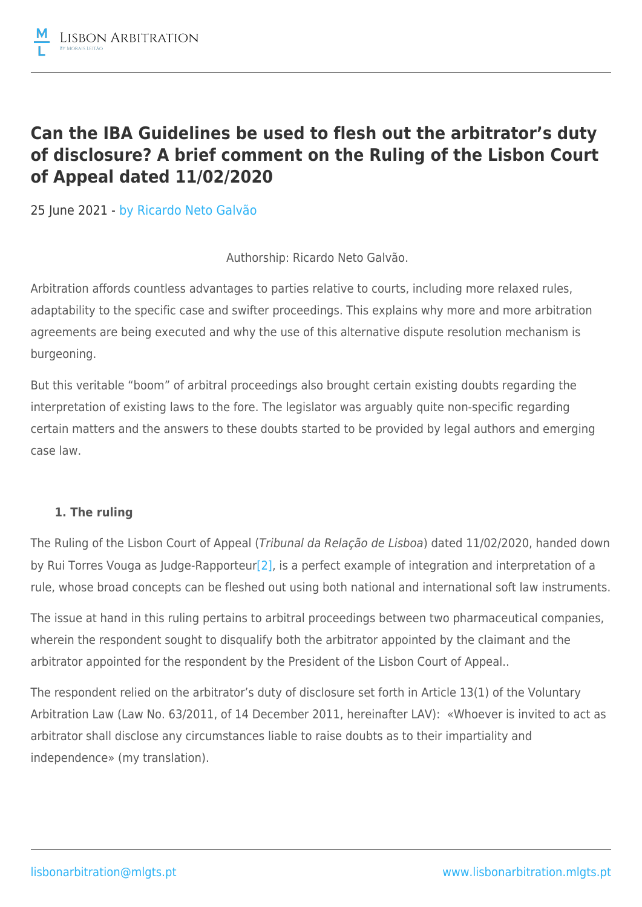# Can the IBA Guidelines be used to flesh out the arbitrator's duty of disclosure? A brief comment on the Ruling of the Lisbon Court of Appeal dated 11/02/2020

25 June 2021 - by Ricardo Neto Galvão

Authorship: Ricardo Neto Galvão.

Arbitration affords countless advantages to parties relative to courts, including more relaxed rules, adaptability to the specific case and swifter proceedings. This explains why more and more arbitration agreements are being executed and why the use of this alternative dispute resolution mechanism is burgeoning.

But this veritable "boom" of arbitral proceedings also brought certain existing doubts regarding the interpretation of existing laws to the fore. The legislator was arguably quite non-specific regarding certain matters and the answers to these doubts started to be provided by legal authors and emerging case law.

**1. The ruling**

The Ruling of the Lisbon Court of Appeal (*Tribunal da Relação de Lisboa*) dated 11/02/2020, handed down by Rui Torres Vouga as Judge-Rapporteur[2], is a perfect example of integration and interpretation of a rule, whose broad concepts can be fleshed out using both national and international soft law instruments.

The issue at hand in this ruling pertains to arbitral proceedings between two pharmaceutical companies, wherein the respondent sought to disqualify both the arbitrator appointed by the claimant and the arbitrator appointed for the respondent by the President of the Lisbon Court of Appeal..

The respondent relied on the arbitrator's duty of disclosure set forth in Article 13(1) of the Voluntary Arbitration Law (Law No. 63/2011, of 14 December 2011, hereinafter LAV): «Whoever is invited to act as arbitrator shall disclose any circumstances liable to raise doubts as to their impartiality and independence» (my translation).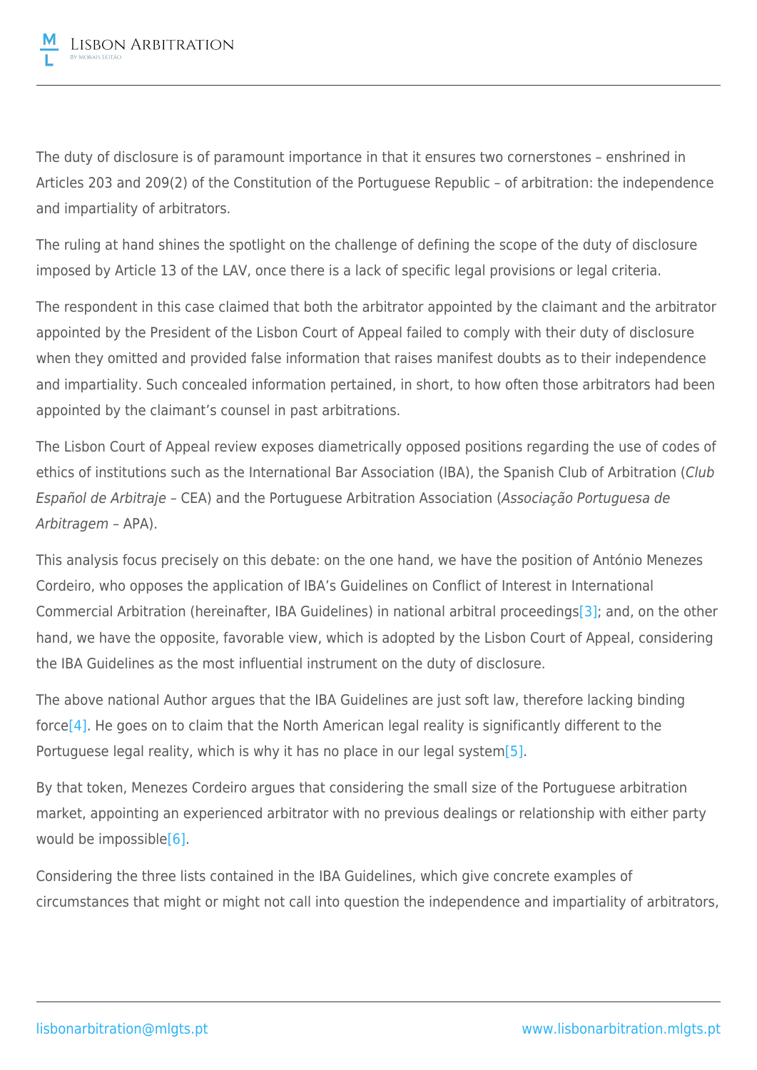The duty of disclosure is of paramount importance in that it ensures two cornerstones – enshrined in Articles 203 and 209(2) of the Constitution of the Portuguese Republic – of arbitration: the independence and impartiality of arbitrators.

The ruling at hand shines the spotlight on the challenge of defining the scope of the duty of disclosure imposed by Article 13 of the LAV, once there is a lack of specific legal provisions or legal criteria.

The respondent in this case claimed that both the arbitrator appointed by the claimant and the arbitrator appointed by the President of the Lisbon Court of Appeal failed to comply with their duty of disclosure when they omitted and provided false information that raises manifest doubts as to their independence and impartiality. Such concealed information pertained, in short, to how often those arbitrators had been appointed by the claimant's counsel in past arbitrations.

The Lisbon Court of Appeal review exposes diametrically opposed positions regarding the use of codes of ethics of institutions such as the International Bar Association (IBA), the Spanish Club of Arbitration (*Club Español de Arbitraje* – CEA) and the Portuguese Arbitration Association (*Associação Portuguesa de Arbitragem* – APA).

This analysis focus precisely on this debate: on the one hand, we have the position of António Menezes Cordeiro, who opposes the application of IBA's Guidelines on Conflict of Interest in International Commercial Arbitration (hereinafter, IBA Guidelines) in national arbitral proceedings[3]; and, on the other hand, we have the opposite, favorable view, which is adopted by the Lisbon Court of Appeal, considering the IBA Guidelines as the most influential instrument on the duty of disclosure.

The above national Author argues that the IBA Guidelines are just soft law, therefore lacking binding force[4]. He goes on to claim that the North American legal reality is significantly different to the Portuguese legal reality, which is why it has no place in our legal system[5].

By that token, Menezes Cordeiro argues that considering the small size of the Portuguese arbitration market, appointing an experienced arbitrator with no previous dealings or relationship with either party would be impossible[6].

Considering the three lists contained in the IBA Guidelines, which give concrete examples of circumstances that might or might not call into question the independence and impartiality of arbitrators,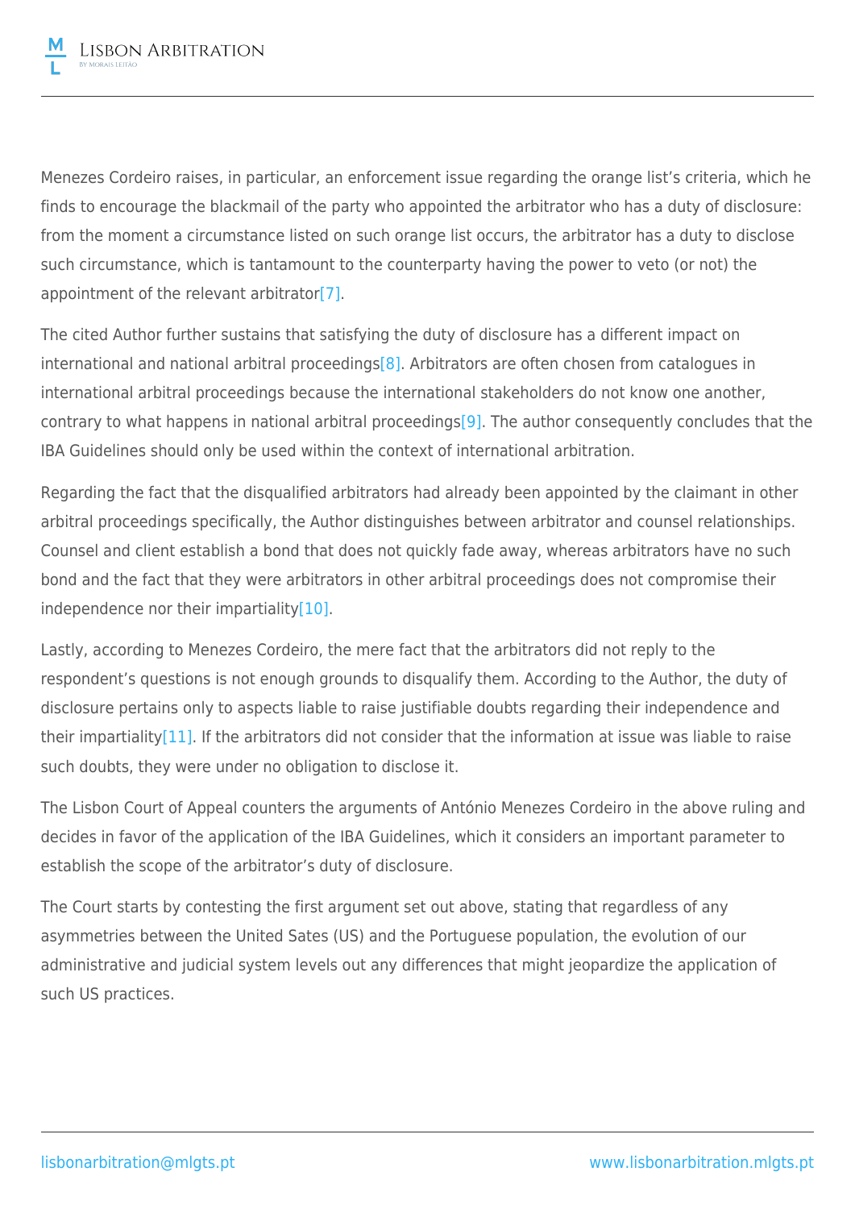Menezes Cordeiro raises, in particular, an enforcement issue regarding the orange list's criteria, which he finds to encourage the blackmail of the party who appointed the arbitrator who has a duty of disclosure: from the moment a circumstance listed on such orange list occurs, the arbitrator has a duty to disclose such circumstance, which is tantamount to the counterparty having the power to veto (or not) the appointment of the relevant arbitrator[7].

The cited Author further sustains that satisfying the duty of disclosure has a different impact on international and national arbitral proceedings[8]. Arbitrators are often chosen from catalogues in international arbitral proceedings because the international stakeholders do not know one another, contrary to what happens in national arbitral proceedings[9]. The author consequently concludes that the IBA Guidelines should only be used within the context of international arbitration.

Regarding the fact that the disqualified arbitrators had already been appointed by the claimant in other arbitral proceedings specifically, the Author distinguishes between arbitrator and counsel relationships. Counsel and client establish a bond that does not quickly fade away, whereas arbitrators have no such bond and the fact that they were arbitrators in other arbitral proceedings does not compromise their independence nor their impartiality[10].

Lastly, according to Menezes Cordeiro, the mere fact that the arbitrators did not reply to the respondent's questions is not enough grounds to disqualify them. According to the Author, the duty of disclosure pertains only to aspects liable to raise justifiable doubts regarding their independence and their impartiality[11]. If the arbitrators did not consider that the information at issue was liable to raise such doubts, they were under no obligation to disclose it.

The Lisbon Court of Appeal counters the arguments of António Menezes Cordeiro in the above ruling and decides in favor of the application of the IBA Guidelines, which it considers an important parameter to establish the scope of the arbitrator's duty of disclosure.

The Court starts by contesting the first argument set out above, stating that regardless of any asymmetries between the United Sates (US) and the Portuguese population, the evolution of our administrative and judicial system levels out any differences that might jeopardize the application of such US practices.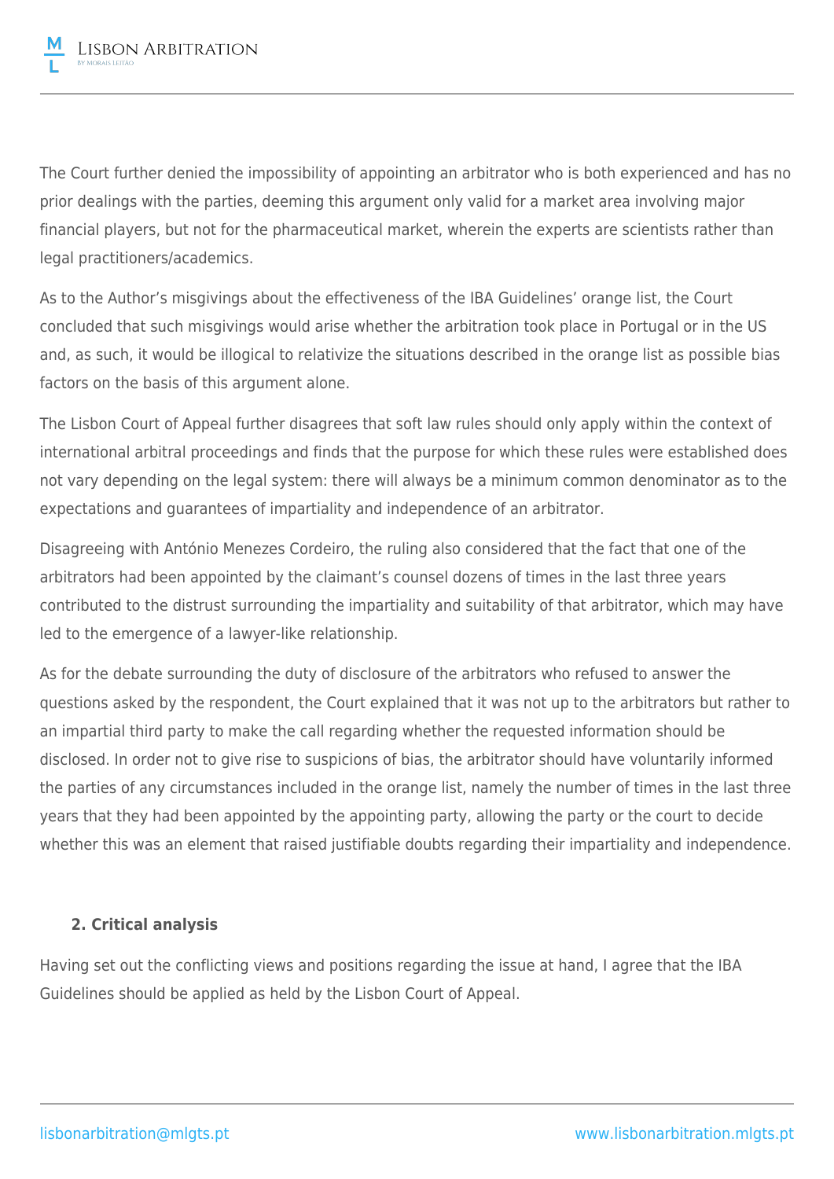The Court further denied the impossibility of appointing an arbitrator who is both experienced and has no prior dealings with the parties, deeming this argument only valid for a market area involving major financial players, but not for the pharmaceutical market, wherein the experts are scientists rather than legal practitioners/academics.

As to the Author's misgivings about the effectiveness of the IBA Guidelines' orange list, the Court concluded that such misgivings would arise whether the arbitration took place in Portugal or in the US and, as such, it would be illogical to relativize the situations described in the orange list as possible bias factors on the basis of this argument alone.

The Lisbon Court of Appeal further disagrees that soft law rules should only apply within the context of international arbitral proceedings and finds that the purpose for which these rules were established does not vary depending on the legal system: there will always be a minimum common denominator as to the expectations and guarantees of impartiality and independence of an arbitrator.

Disagreeing with António Menezes Cordeiro, the ruling also considered that the fact that one of the arbitrators had been appointed by the claimant's counsel dozens of times in the last three years contributed to the distrust surrounding the impartiality and suitability of that arbitrator, which may have led to the emergence of a lawyer-like relationship.

As for the debate surrounding the duty of disclosure of the arbitrators who refused to answer the questions asked by the respondent, the Court explained that it was not up to the arbitrators but rather to an impartial third party to make the call regarding whether the requested information should be disclosed. In order not to give rise to suspicions of bias, the arbitrator should have voluntarily informed the parties of any circumstances included in the orange list, namely the number of times in the last three years that they had been appointed by the appointing party, allowing the party or the court to decide whether this was an element that raised justifiable doubts regarding their impartiality and independence.

## 2. Critical analysis

Having set out the conflicting views and positions regarding the issue at hand, I agree that the IBA Guidelines should be applied as held by the Lisbon Court of Appeal.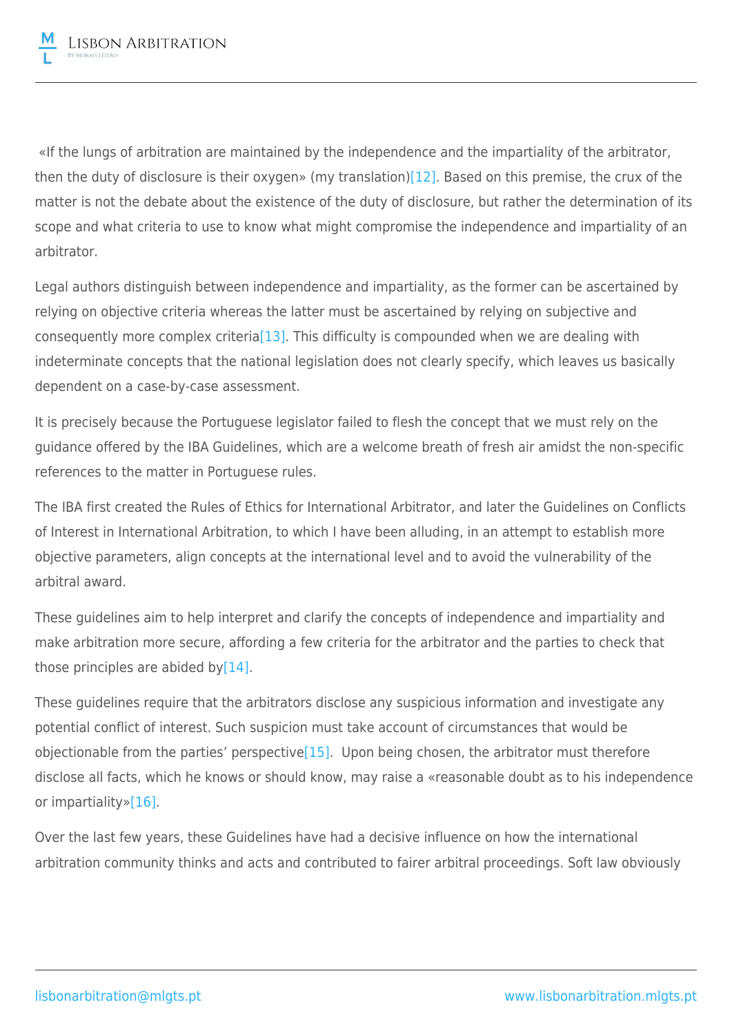«If the lungs of arbitration are maintained by the independence and the impartiality of the arbitrator, then the duty of disclosure is their oxygen» (my translation)[12]. Based on this premise, the crux of the matter is not the debate about the existence of the duty of disclosure, but rather the determination of its scope and what criteria to use to know what might compromise the independence and impartiality of an arbitrator.

Legal authors distinguish between independence and impartiality, as the former can be ascertained by relying on objective criteria whereas the latter must be ascertained by relying on subjective and consequently more complex criteria[13]. This difficulty is compounded when we are dealing with indeterminate concepts that the national legislation does not clearly specify, which leaves us basically dependent on a case-by-case assessment.

It is precisely because the Portuguese legislator failed to flesh the concept that we must rely on the guidance offered by the IBA Guidelines, which are a welcome breath of fresh air amidst the non-specific references to the matter in Portuguese rules.

The IBA first created the Rules of Ethics for International Arbitrator, and later the Guidelines on Conflicts of Interest in International Arbitration, to which I have been alluding, in an attempt to establish more objective parameters, align concepts at the international level and to avoid the vulnerability of the arbitral award.

These guidelines aim to help interpret and clarify the concepts of independence and impartiality and make arbitration more secure, affording a few criteria for the arbitrator and the parties to check that those principles are abided by[14].

These guidelines require that the arbitrators disclose any suspicious information and investigate any potential conflict of interest. Such suspicion must take account of circumstances that would be objectionable from the parties' perspective[15]. Upon being chosen, the arbitrator must therefore disclose all facts, which he knows or should know, may raise a «reasonable doubt as to his independence or impartiality»[16].

Over the last few years, these Guidelines have had a decisive influence on how the international arbitration community thinks and acts and contributed to fairer arbitral proceedings. Soft law obviously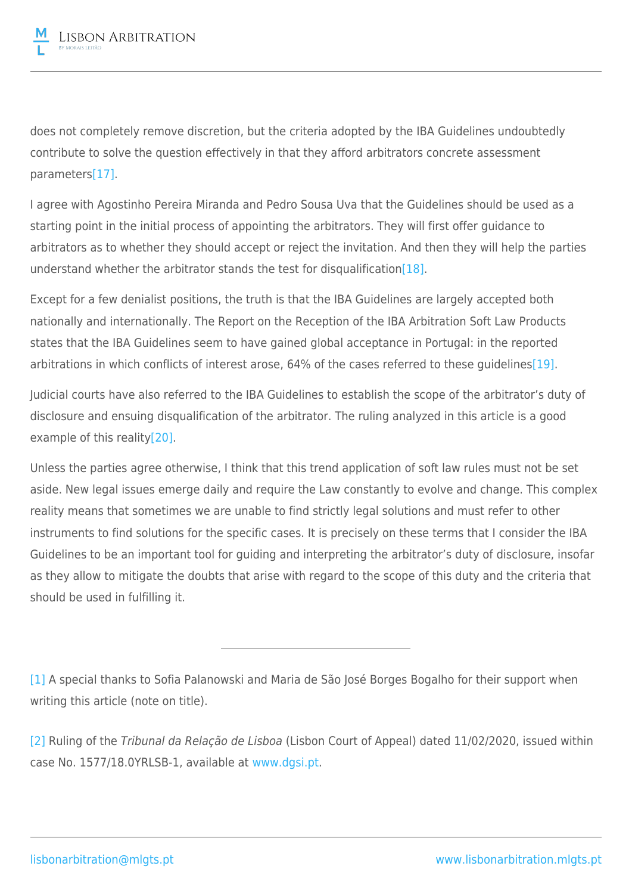does not completely remove discretion, but the criteria adopted by the IBA Guidelines undoubtedly contribute to solve the question effectively in that they afford arbitrators concrete assessment parameters[17].

I agree with Agostinho Pereira Miranda and Pedro Sousa Uva that the Guidelines should be used as a starting point in the initial process of appointing the arbitrators. They will first offer guidance to arbitrators as to whether they should accept or reject the invitation. And then they will help the parties understand whether the arbitrator stands the test for disqualification[18].

Except for a few denialist positions, the truth is that the IBA Guidelines are largely accepted both nationally and internationally. The Report on the Reception of the IBA Arbitration Soft Law Products states that the IBA Guidelines seem to have gained global acceptance in Portugal: in the reported arbitrations in which conflicts of interest arose, 64% of the cases referred to these guidelines[19].

Judicial courts have also referred to the IBA Guidelines to establish the scope of the arbitrator's duty of disclosure and ensuing disqualification of the arbitrator. The ruling analyzed in this article is a good example of this reality[20].

Unless the parties agree otherwise, I think that this trend application of soft law rules must not be set aside. New legal issues emerge daily and require the Law constantly to evolve and change. This complex reality means that sometimes we are unable to find strictly legal solutions and must refer to other instruments to find solutions for the specific cases. It is precisely on these terms that I consider the IBA Guidelines to be an important tool for guiding and interpreting the arbitrator's duty of disclosure, insofar as they allow to mitigate the doubts that arise with regard to the scope of this duty and the criteria that should be used in fulfilling it.

---

[1] A special thanks to Sofia Palanowski and Maria de São José Borges Bogalho for their support when writing this article (note on title).

[2] Ruling of the *Tribunal da Relação de Lisboa* (Lisbon Court of Appeal) dated 11/02/2020, issued within case No. 1577/18.0YRLSB-1, available at www.dgsi.pt.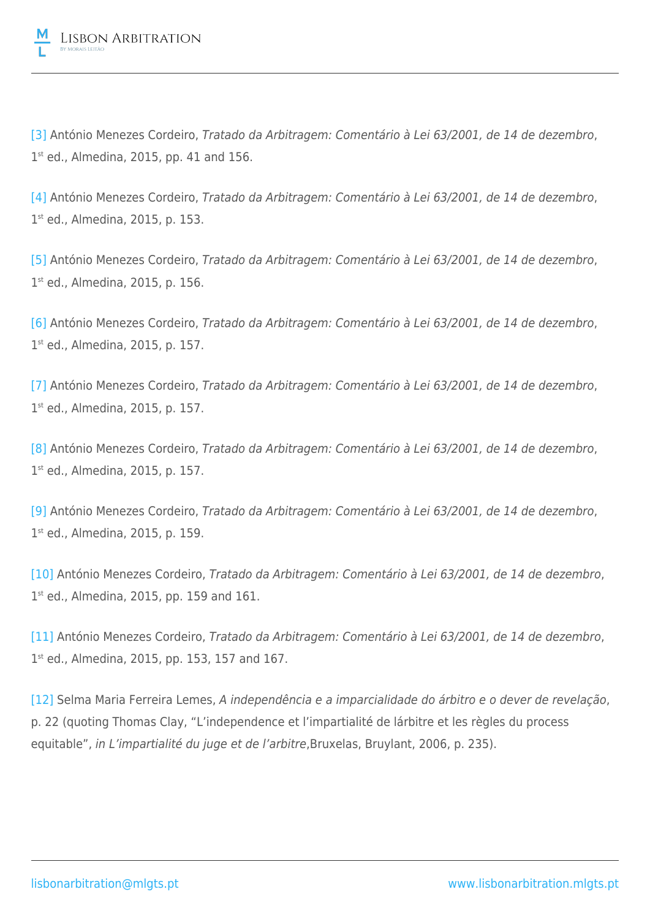[3] António Menezes Cordeiro, *Tratado da Arbitragem: Comentário à Lei 63/2001, de 14 de dezembro*, 1st ed., Almedina, 2015, pp. 41 and 156.

[4] António Menezes Cordeiro, *Tratado da Arbitragem: Comentário à Lei 63/2001, de 14 de dezembro*, 1st ed., Almedina, 2015, p. 153.

[5] António Menezes Cordeiro, *Tratado da Arbitragem: Comentário à Lei 63/2001, de 14 de dezembro*, 1st ed., Almedina, 2015, p. 156.

[6] António Menezes Cordeiro, *Tratado da Arbitragem: Comentário à Lei 63/2001, de 14 de dezembro*, 1st ed., Almedina, 2015, p. 157.

[7] António Menezes Cordeiro, *Tratado da Arbitragem: Comentário à Lei 63/2001, de 14 de dezembro*, 1st ed., Almedina, 2015, p. 157.

[8] António Menezes Cordeiro, *Tratado da Arbitragem: Comentário à Lei 63/2001, de 14 de dezembro*, 1st ed., Almedina, 2015, p. 157.

[9] António Menezes Cordeiro, *Tratado da Arbitragem: Comentário à Lei 63/2001, de 14 de dezembro*, 1st ed., Almedina, 2015, p. 159.

[10] António Menezes Cordeiro, *Tratado da Arbitragem: Comentário à Lei 63/2001, de 14 de dezembro*, 1st ed., Almedina, 2015, pp. 159 and 161.

[11] António Menezes Cordeiro, *Tratado da Arbitragem: Comentário à Lei 63/2001, de 14 de dezembro*, 1st ed., Almedina, 2015, pp. 153, 157 and 167.

[12] Selma Maria Ferreira Lemes, *A independência e a imparcialidade do árbitro e o dever de revelação*, p. 22 (quoting Thomas Clay, "L'independence et l'impartialité de lárbitre et les règles du process equitable", *in L'impartialité du juge et de l'arbitre*,Bruxelas, Bruylant, 2006, p. 235).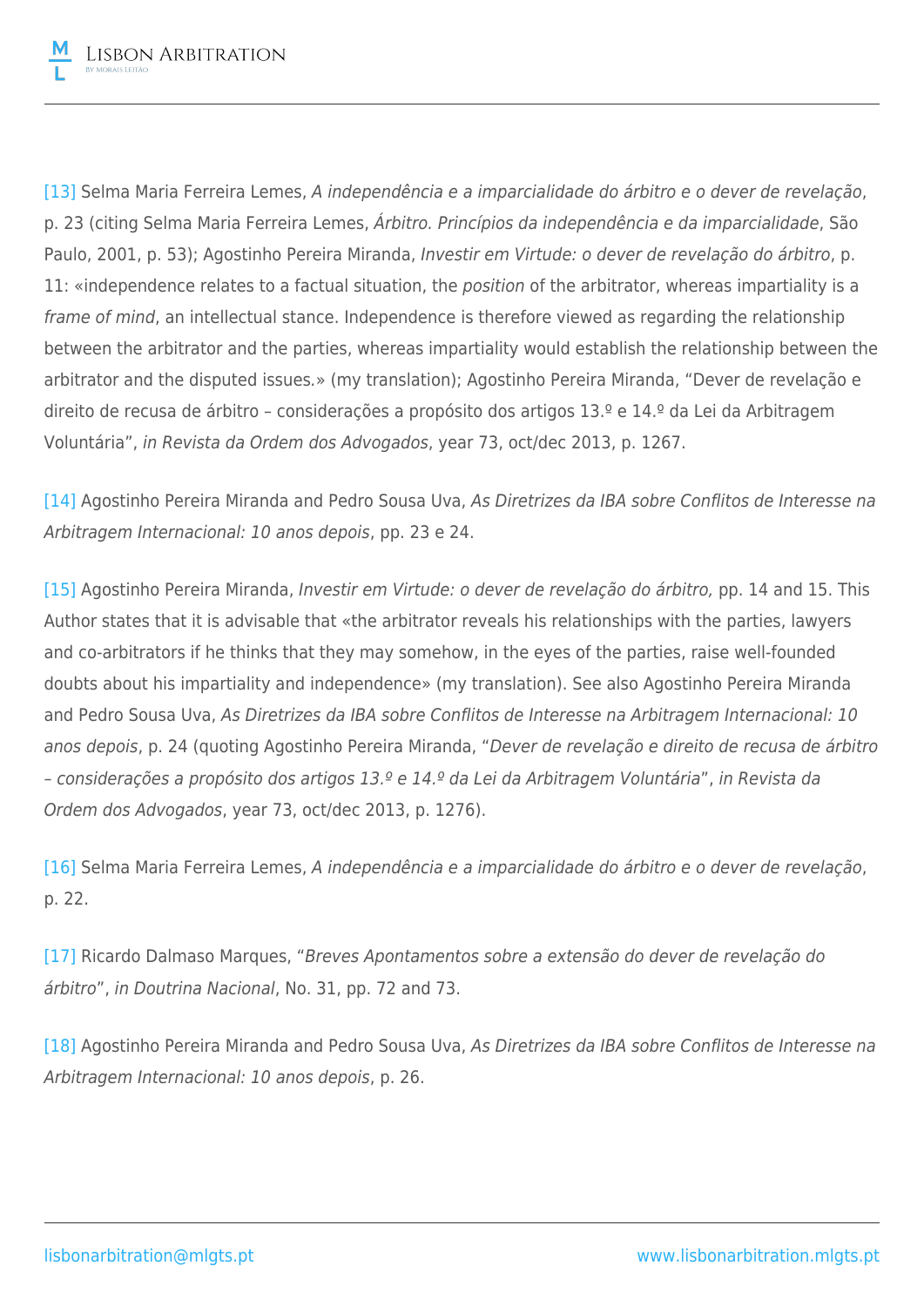[13] Selma Maria Ferreira Lemes, *A independência e a imparcialidade do árbitro e o dever de revelação*, p. 23 (citing Selma Maria Ferreira Lemes, *Árbitro. Princípios da independência e da imparcialidade*, São Paulo, 2001, p. 53); Agostinho Pereira Miranda, *Investir em Virtude: o dever de revelação do árbitro*, p. 11: «independence relates to a factual situation, the *position* of the arbitrator, whereas impartiality is a *frame of mind*, an intellectual stance. Independence is therefore viewed as regarding the relationship between the arbitrator and the parties, whereas impartiality would establish the relationship between the arbitrator and the disputed issues.» (my translation); Agostinho Pereira Miranda, "Dever de revelação e direito de recusa de árbitro – considerações a propósito dos artigos 13.º e 14.º da Lei da Arbitragem Voluntária", *in Revista da Ordem dos Advogados*, year 73, oct/dec 2013, p. 1267.

[14] Agostinho Pereira Miranda and Pedro Sousa Uva, *As Diretrizes da IBA sobre Conflitos de Interesse na Arbitragem Internacional: 10 anos depois*, pp. 23 e 24.

[15] Agostinho Pereira Miranda, *Investir em Virtude: o dever de revelação do árbitro,* pp. 14 and 15. This Author states that it is advisable that «the arbitrator reveals his relationships with the parties, lawyers and co-arbitrators if he thinks that they may somehow, in the eyes of the parties, raise well-founded doubts about his impartiality and independence» (my translation). See also Agostinho Pereira Miranda and Pedro Sousa Uva, *As Diretrizes da IBA sobre Conflitos de Interesse na Arbitragem Internacional: 10 anos depois*, p. 24 (quoting Agostinho Pereira Miranda, "*Dever de revelação e direito de recusa de árbitro – considerações a propósito dos artigos 13.º e 14.º da Lei da Arbitragem Voluntária*", *in Revista da Ordem dos Advogados*, year 73, oct/dec 2013, p. 1276).

[16] Selma Maria Ferreira Lemes, *A independência e a imparcialidade do árbitro e o dever de revelação*, p. 22.

[17] Ricardo Dalmaso Marques, "*Breves Apontamentos sobre a extensão do dever de revelação do árbitro*", *in Doutrina Nacional*, No. 31, pp. 72 and 73.

[18] Agostinho Pereira Miranda and Pedro Sousa Uva, *As Diretrizes da IBA sobre Conflitos de Interesse na Arbitragem Internacional: 10 anos depois*, p. 26.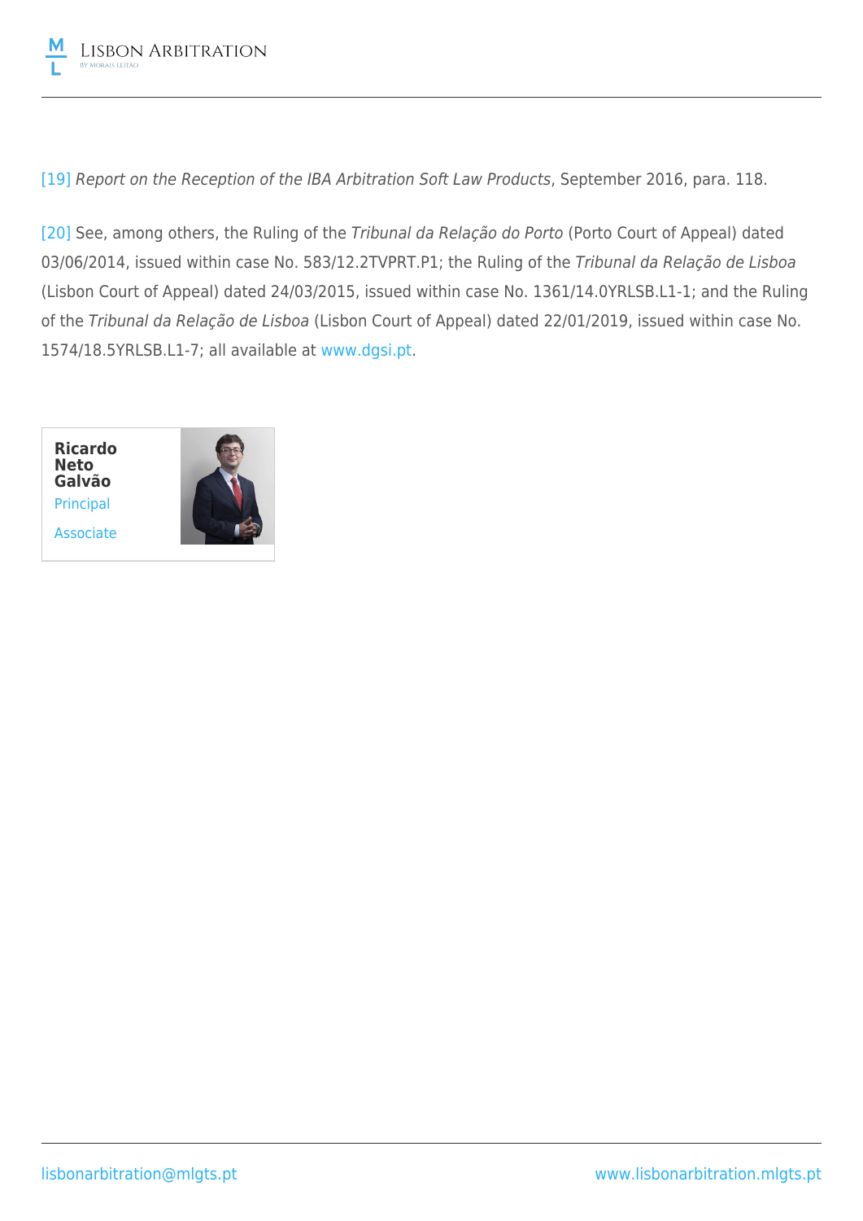[19] *Report on the Reception of the IBA Arbitration Soft Law Products*, September 2016, para. 118.

[20] See, among others, the Ruling of the *Tribunal da Relação do Porto* (Porto Court of Appeal) dated 03/06/2014, issued within case No. 583/12.2TVPRT.P1; the Ruling of the *Tribunal da Relação de Lisboa* (Lisbon Court of Appeal) dated 24/03/2015, issued within case No. 1361/14.0YRLSB.L1-1; and the Ruling of the *Tribunal da Relação de Lisboa* (Lisbon Court of Appeal) dated 22/01/2019, issued within case No. 1574/18.5YRLSB.L1-7; all available at www.dgsi.pt.

**Ricardo Neto Galvão**

Principal Associate